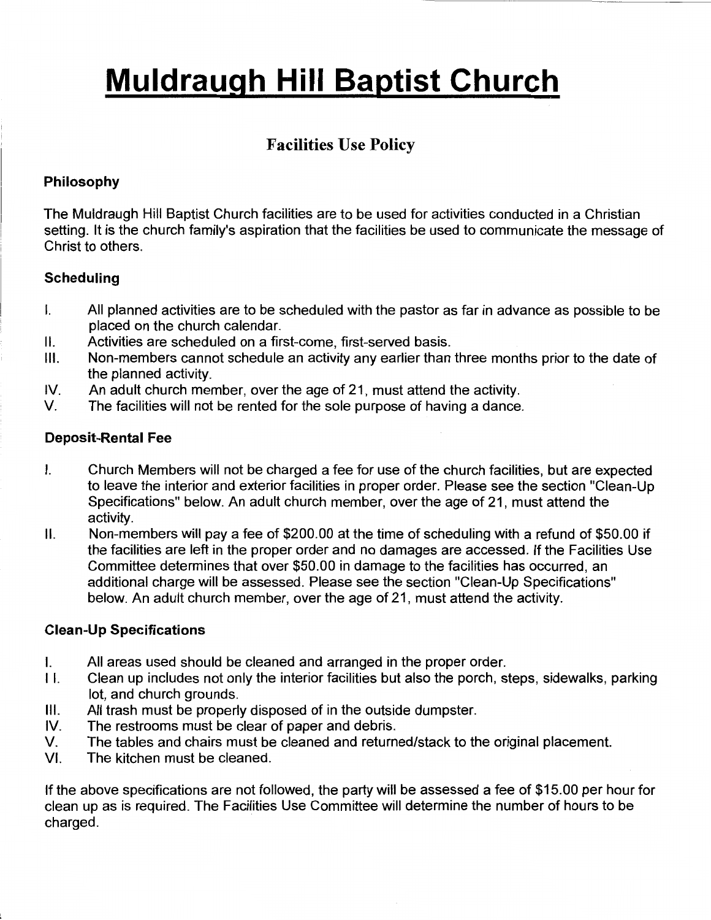# Muldraugh Hill Baptist Church

## Facilities Use Policy

### Philosophy

The Muldraugh Hill Baptist Church facilities are to be used for activities conducted in a Christian setting. It is the church family's aspiration that the facilities be used to communicate the message of Christ to others.

### Scheduling

I. All planned activities are to be scheduled with the pastor as far in advance as possible to be placed on the church calendar.

II. Activities are scheduled on a first-come, first-served basis.

III. Non-members cannot schedule an activity any earlier than three months prior to the date of the planned activity.

IV. An adult church member, over the age of 21, must attend the activity.

V. The facilities will not be rented for the sole purpose of having a dance.

### Deposit-Rental Fee

I. Church Members will not be charged a fee for use of the church facilities, but are expected to leave the interior and exterior facilities in proper order. Please see the section "Clean-Up Specifications" below. An adult church member, over the age of 21, must attend the activity.

II. Non-members will pay a fee of $200.00 at the time of scheduling with a refund of $50.00 if the facilities are left in the proper order and no damages are accessed. If the Facilities Use Committee determines that over $50.00 in damage to the facilities has occurred, an additional charge will be assessed. Please see the section "Clean-Up Specifications" below. An adult church member, over the age of 21, must attend the activity.

### Clean-Up Specifications

I. All areas used should be cleaned and arranged in the proper order.

II. Clean up includes not only the interior facilities but also the porch, steps, sidewalks, parking lot, and church grounds.

III. All trash must be properly disposed of in the outside dumpster.

IV. The restrooms must be clear of paper and debris.

V. The tables and chairs must be cleaned and returned/stack to the original placement.

VI. The kitchen must be cleaned.

If the above specifications are not followed, the party will be assessed a fee of $15.00 per hour for clean up as is required. The Facilities Use Committee will determine the number of hours to be charged.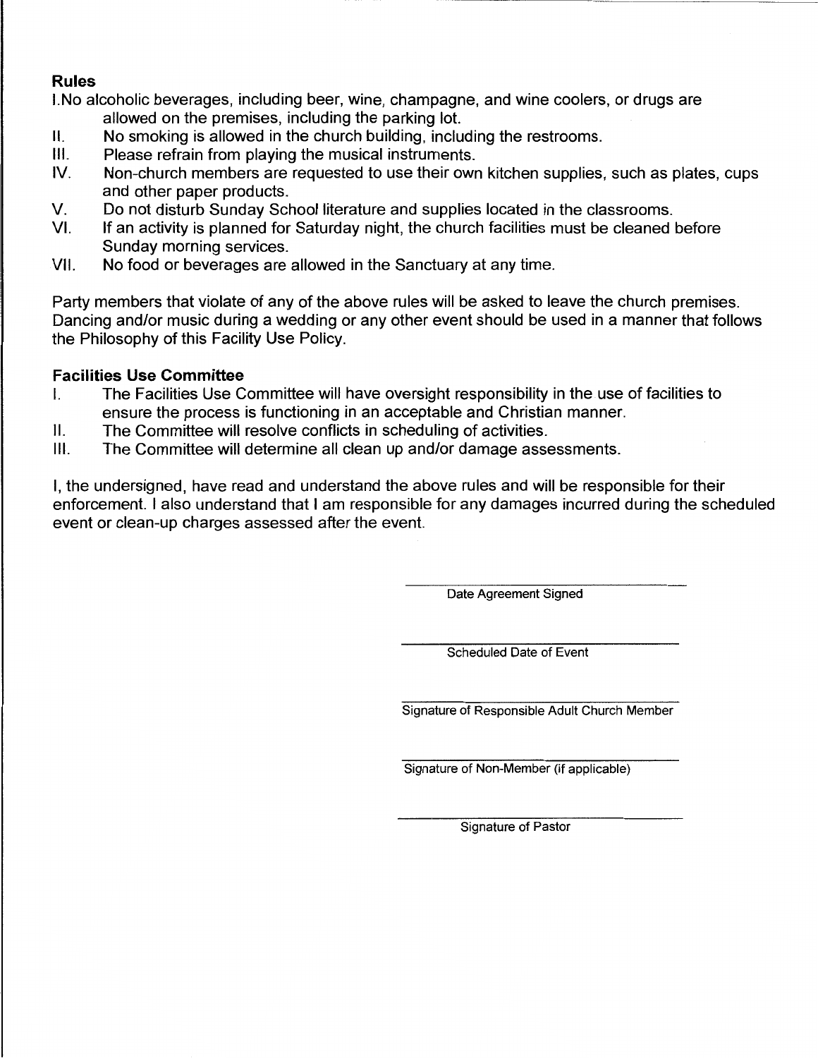**Rules**

I. No alcoholic beverages, including beer, wine, champagne, and wine coolers, or drugs are allowed on the premises, including the parking lot.

II. No smoking is allowed in the church building, including the restrooms.

III. Please refrain from playing the musical instruments.

IV. Non-church members are requested to use their own kitchen supplies, such as plates, cups and other paper products.

V. Do not disturb Sunday School literature and supplies located in the classrooms.

VI. If an activity is planned for Saturday night, the church facilities must be cleaned before Sunday morning services.

VII. No food or beverages are allowed in the Sanctuary at any time.

Party members that violate of any of the above rules will be asked to leave the church premises. Dancing and/or music during a wedding or any other event should be used in a manner that follows the Philosophy of this Facility Use Policy.

**Facilities Use Committee**

I. The Facilities Use Committee will have oversight responsibility in the use of facilities to ensure the process is functioning in an acceptable and Christian manner.

II. The Committee will resolve conflicts in scheduling of activities.

III. The Committee will determine all clean up and/or damage assessments.

I, the undersigned, have read and understand the above rules and will be responsible for their enforcement. I also understand that I am responsible for any damages incurred during the scheduled event or clean-up charges assessed after the event.

\_\_\_\_\_\_\_\_\_\_\_\_\_\_\_\_\_\_\_\_\_\_\_\_\_\_\_\_\_\_\_\_\_\_
Date Agreement Signed

\_\_\_\_\_\_\_\_\_\_\_\_\_\_\_\_\_\_\_\_\_\_\_\_\_\_\_\_\_\_\_\_\_\_
Scheduled Date of Event

\_\_\_\_\_\_\_\_\_\_\_\_\_\_\_\_\_\_\_\_\_\_\_\_\_\_\_\_\_\_\_\_\_\_
Signature of Responsible Adult Church Member

\_\_\_\_\_\_\_\_\_\_\_\_\_\_\_\_\_\_\_\_\_\_\_\_\_\_\_\_\_\_\_\_\_\_
Signature of Non-Member (if applicable)

\_\_\_\_\_\_\_\_\_\_\_\_\_\_\_\_\_\_\_\_\_\_\_\_\_\_\_\_\_\_\_\_\_\_
Signature of Pastor